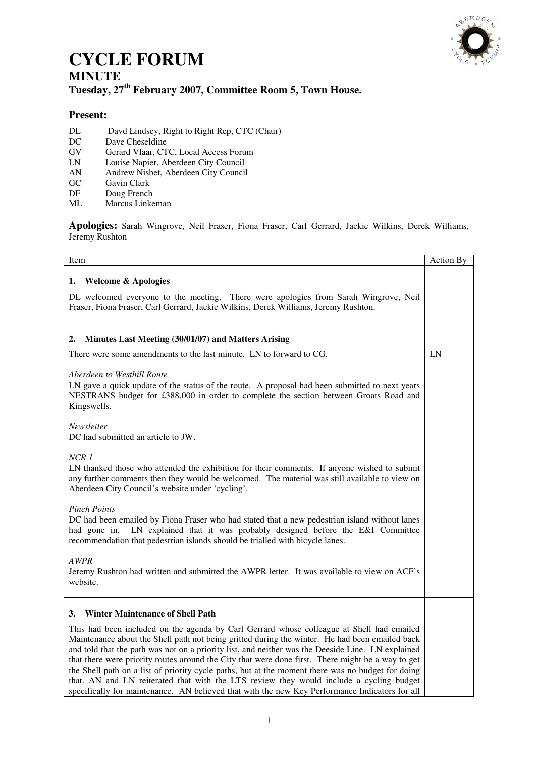# CYCLE FORUM

## MINUTE

### Tuesday, 27th February 2007, Committee Room 5, Town House.

**Present:**

DL Davd Lindsey, Right to Right Rep, CTC (Chair)
DC Dave Cheseldine
GV Gerard Vlaar, CTC, Local Access Forum
LN Louise Napier, Aberdeen City Council
AN Andrew Nisbet, Aberdeen City Council
GC Gavin Clark
DF Doug French
ML Marcus Linkeman

**Apologies:** Sarah Wingrove, Neil Fraser, Fiona Fraser, Carl Gerrard, Jackie Wilkins, Derek Williams, Jeremy Rushton

| Item | Action By |
|---|---|
| **1. Welcome & Apologies**<br><br>DL welcomed everyone to the meeting. There were apologies from Sarah Wingrove, Neil Fraser, Fiona Fraser, Carl Gerrard, Jackie Wilkins, Derek Williams, Jeremy Rushton. | |
| **2. Minutes Last Meeting (30/01/07) and Matters Arising**<br><br>There were some amendments to the last minute. LN to forward to CG.<br><br>*Aberdeen to Westhill Route*<br>LN gave a quick update of the status of the route. A proposal had been submitted to next years NESTRANS budget for £388,000 in order to complete the section between Groats Road and Kingswells.<br><br>*Newsletter*<br>DC had submitted an article to JW.<br><br>*NCR 1*<br>LN thanked those who attended the exhibition for their comments. If anyone wished to submit any further comments then they would be welcomed. The material was still available to view on Aberdeen City Council's website under 'cycling'.<br><br>*Pinch Points*<br>DC had been emailed by Fiona Fraser who had stated that a new pedestrian island without lanes had gone in. LN explained that it was probably designed before the E&I Committee recommendation that pedestrian islands should be trialled with bicycle lanes.<br><br>*AWPR*<br>Jeremy Rushton had written and submitted the AWPR letter. It was available to view on ACF's website. | LN |
| **3. Winter Maintenance of Shell Path**<br><br>This had been included on the agenda by Carl Gerrard whose colleague at Shell had emailed Maintenance about the Shell path not being gritted during the winter. He had been emailed back and told that the path was not on a priority list, and neither was the Deeside Line. LN explained that there were priority routes around the City that were done first. There might be a way to get the Shell path on a list of priority cycle paths, but at the moment there was no budget for doing that. AN and LN reiterated that with the LTS review they would include a cycling budget specifically for maintenance. AN believed that with the new Key Performance Indicators for all | |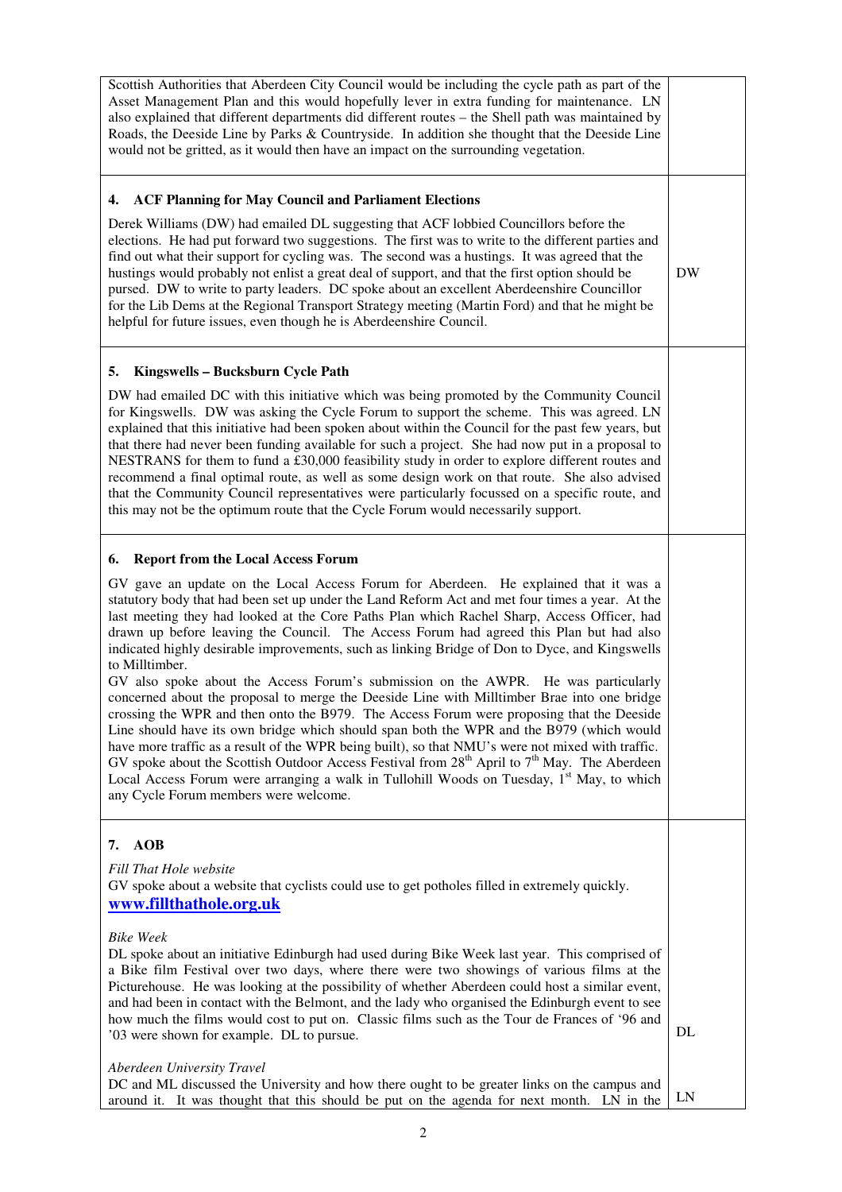| | |
|---|---|
| Scottish Authorities that Aberdeen City Council would be including the cycle path as part of the Asset Management Plan and this would hopefully lever in extra funding for maintenance. LN also explained that different departments did different routes – the Shell path was maintained by Roads, the Deeside Line by Parks & Countryside. In addition she thought that the Deeside Line would not be gritted, as it would then have an impact on the surrounding vegetation. | |
| **4. ACF Planning for May Council and Parliament Elections**<br><br>Derek Williams (DW) had emailed DL suggesting that ACF lobbied Councillors before the elections. He had put forward two suggestions. The first was to write to the different parties and find out what their support for cycling was. The second was a hustings. It was agreed that the hustings would probably not enlist a great deal of support, and that the first option should be pursued. DW to write to party leaders. DC spoke about an excellent Aberdeenshire Councillor for the Lib Dems at the Regional Transport Strategy meeting (Martin Ford) and that he might be helpful for future issues, even though he is Aberdeenshire Council. | DW |
| **5. Kingswells – Bucksburn Cycle Path**<br><br>DW had emailed DC with this initiative which was being promoted by the Community Council for Kingswells. DW was asking the Cycle Forum to support the scheme. This was agreed. LN explained that this initiative had been spoken about within the Council for the past few years, but that there had never been funding available for such a project. She had now put in a proposal to NESTRANS for them to fund a £30,000 feasibility study in order to explore different routes and recommend a final optimal route, as well as some design work on that route. She also advised that the Community Council representatives were particularly focussed on a specific route, and this may not be the optimum route that the Cycle Forum would necessarily support. | |
| **6. Report from the Local Access Forum**<br><br>GV gave an update on the Local Access Forum for Aberdeen. He explained that it was a statutory body that had been set up under the Land Reform Act and met four times a year. At the last meeting they had looked at the Core Paths Plan which Rachel Sharp, Access Officer, had drawn up before leaving the Council. The Access Forum had agreed this Plan but had also indicated highly desirable improvements, such as linking Bridge of Don to Dyce, and Kingswells to Milltimber.<br>GV also spoke about the Access Forum's submission on the AWPR. He was particularly concerned about the proposal to merge the Deeside Line with Milltimber Brae into one bridge crossing the WPR and then onto the B979. The Access Forum were proposing that the Deeside Line should have its own bridge which should span both the WPR and the B979 (which would have more traffic as a result of the WPR being built), so that NMU's were not mixed with traffic. GV spoke about the Scottish Outdoor Access Festival from 28th April to 7th May. The Aberdeen Local Access Forum were arranging a walk in Tullohill Woods on Tuesday, 1st May, to which any Cycle Forum members were welcome. | |
| **7. AOB**<br><br>*Fill That Hole website*<br>GV spoke about a website that cyclists could use to get potholes filled in extremely quickly.<br>**www.fillthathole.org.uk**<br><br>*Bike Week*<br>DL spoke about an initiative Edinburgh had used during Bike Week last year. This comprised of a Bike film Festival over two days, where there were two showings of various films at the Picturehouse. He was looking at the possibility of whether Aberdeen could host a similar event, and had been in contact with the Belmont, and the lady who organised the Edinburgh event to see how much the films would cost to put on. Classic films such as the Tour de Frances of '96 and '03 were shown for example. DL to pursue.<br><br>*Aberdeen University Travel*<br>DC and ML discussed the University and how there ought to be greater links on the campus and around it. It was thought that this should be put on the agenda for next month. LN in the | DL<br><br>LN |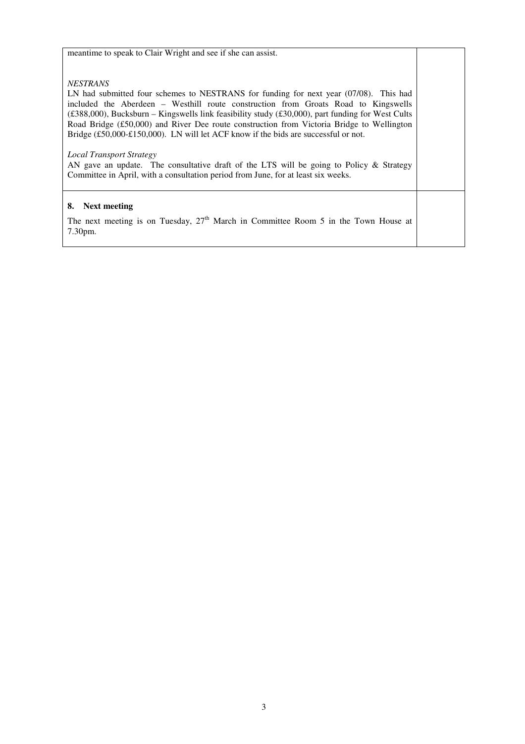| | |
|---|---|
| meantime to speak to Clair Wright and see if she can assist.<br><br>*NESTRANS*<br>LN had submitted four schemes to NESTRANS for funding for next year (07/08). This had included the Aberdeen – Westhill route construction from Groats Road to Kingswells (£388,000), Bucksburn – Kingswells link feasibility study (£30,000), part funding for West Cults Road Bridge (£50,000) and River Dee route construction from Victoria Bridge to Wellington Bridge (£50,000-£150,000). LN will let ACF know if the bids are successful or not.<br><br>*Local Transport Strategy*<br>AN gave an update. The consultative draft of the LTS will be going to Policy & Strategy Committee in April, with a consultation period from June, for at least six weeks. | |
| **8. Next meeting**<br><br>The next meeting is on Tuesday, 27th March in Committee Room 5 in the Town House at 7.30pm. | |